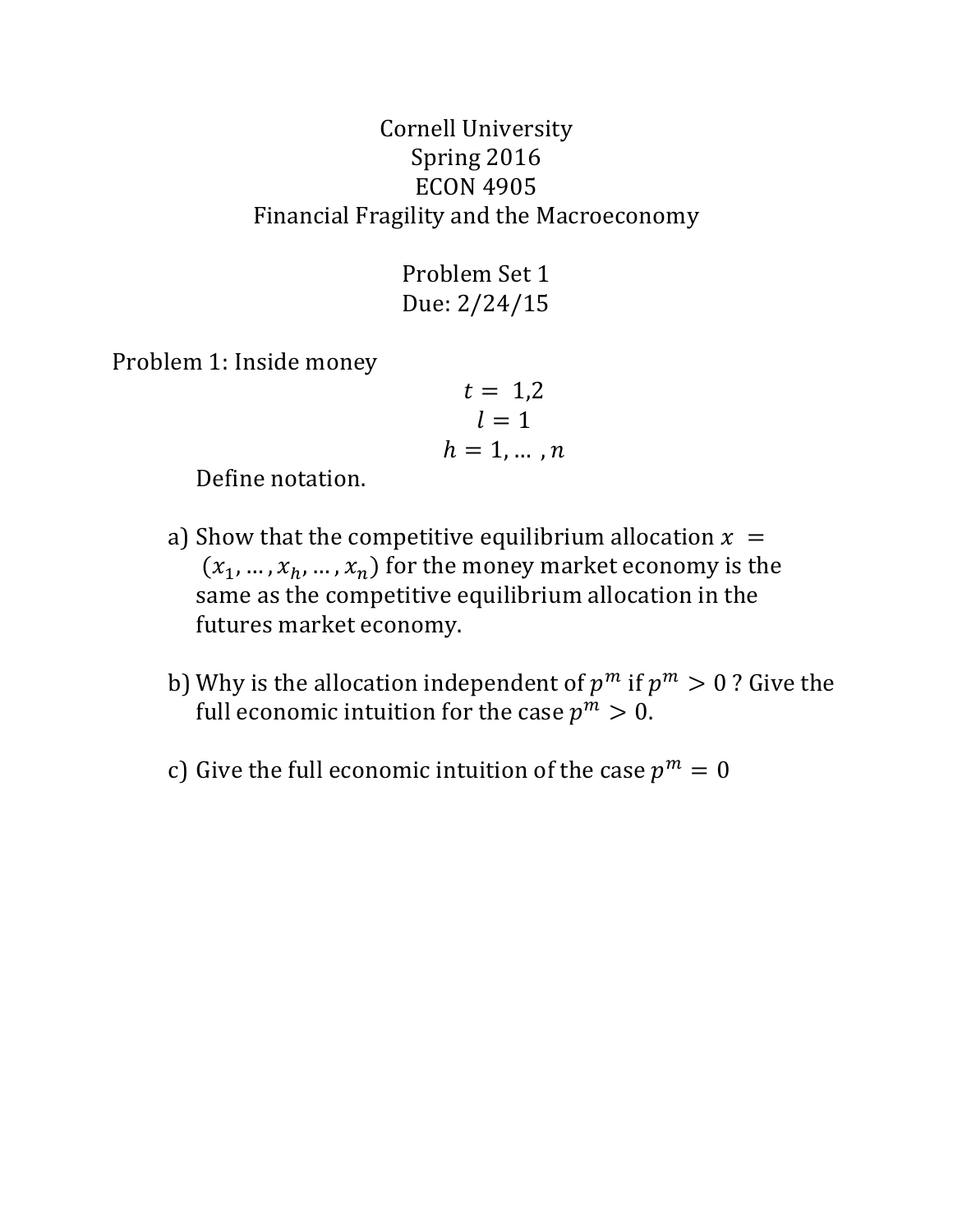Cornell University
Spring 2016
ECON 4905
Financial Fragility and the Macroeconomy

Problem Set 1
Due: 2/24/15

Problem 1: Inside money

$$t = 1,2$$
$$l = 1$$
$$h = 1, \dots, n$$

Define notation.

a) Show that the competitive equilibrium allocation $x = (x_1, \dots, x_h, \dots, x_n)$ for the money market economy is the same as the competitive equilibrium allocation in the futures market economy.

b) Why is the allocation independent of $p^m$ if $p^m > 0$ ? Give the full economic intuition for the case $p^m > 0$.

c) Give the full economic intuition of the case $p^m = 0$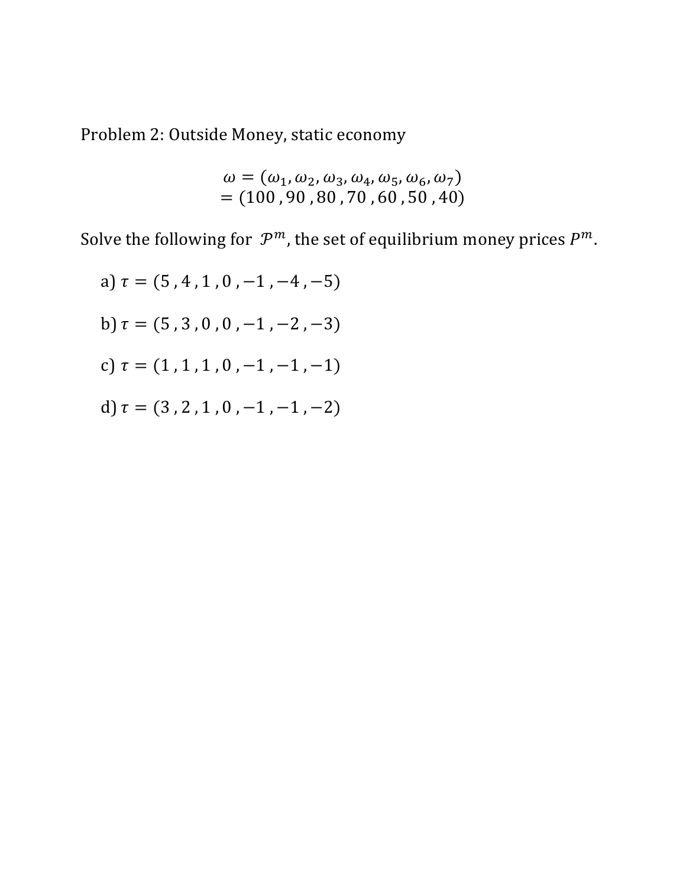Problem 2: Outside Money, static economy

$$\omega = (\omega_1, \omega_2, \omega_3, \omega_4, \omega_5, \omega_6, \omega_7)$$
$$= (100\,, 90\,, 80\,, 70\,, 60\,, 50\,, 40)$$

Solve the following for $\mathcal{P}^m$, the set of equilibrium money prices $P^m$.

a) $\tau = (5\,, 4\,, 1\,, 0\,, -1\,, -4\,, -5)$

b) $\tau = (5\,, 3\,, 0\,, 0\,, -1\,, -2\,, -3)$

c) $\tau = (1\,, 1\,, 1\,, 0\,, -1\,, -1\,, -1)$

d) $\tau = (3\,, 2\,, 1\,, 0\,, -1\,, -1\,, -2)$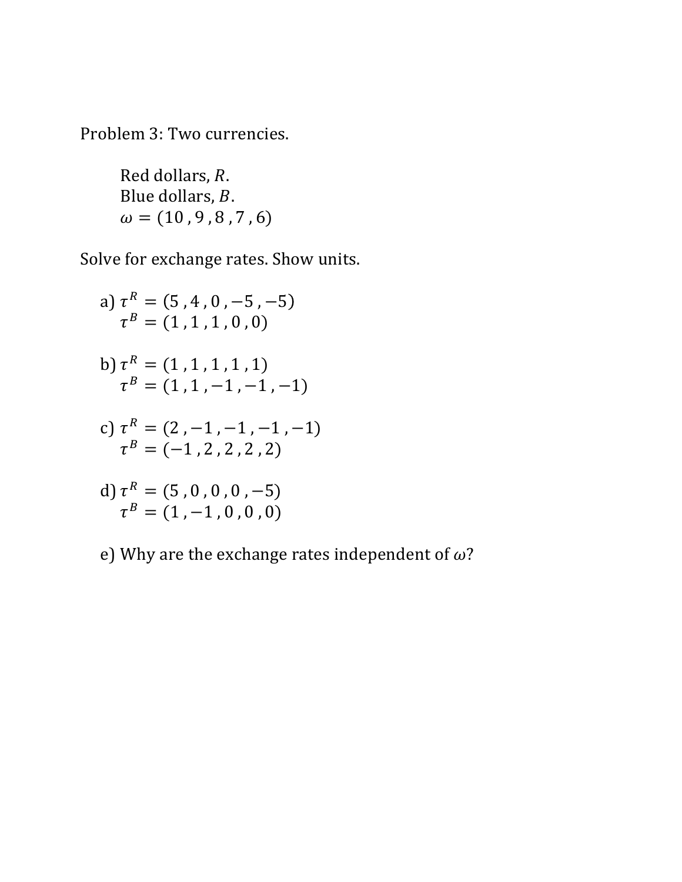Problem 3: Two currencies.

Red dollars, $R$.
Blue dollars, $B$.
$\omega = (10\ ,9\ ,8\ ,7\ ,6)$

Solve for exchange rates. Show units.

a) $\tau^R = (5\ ,4\ ,0\ ,-5\ ,-5)$
$\tau^B = (1\ ,1\ ,1\ ,0\ ,0)$

b) $\tau^R = (1\ ,1\ ,1\ ,1\ ,1)$
$\tau^B = (1\ ,1\ ,-1\ ,-1\ ,-1)$

c) $\tau^R = (2\ ,-1\ ,-1\ ,-1\ ,-1)$
$\tau^B = (-1\ ,2\ ,2\ ,2\ ,2)$

d) $\tau^R = (5\ ,0\ ,0\ ,0\ ,-5)$
$\tau^B = (1\ ,-1\ ,0\ ,0\ ,0)$

e) Why are the exchange rates independent of $\omega$?